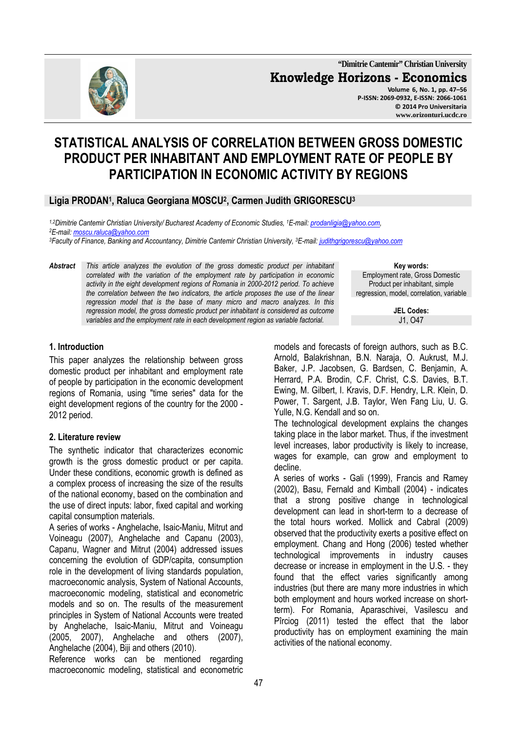# STATISTICAL ANALYSIS OF CORRELATION BETWEEN GROSS DOMESTIC PRODUCT PER INHABITANT AND EMPLOYMENT RATE OF PEOPLE BY PARTICIPATION IN ECONOMIC ACTIVITY BY REGIONS

**Ligia PRODAN[1], Raluca Georgiana MOSCU[2], Carmen Judith GRIGORESCU[3]**

*[1,2]Dimitrie Cantemir Christian University/ Bucharest Academy of Economic Studies, [1]E-mail: prodanligia@yahoo.com,*
*[2]E-mail: moscu.raluca@yahoo.com*
*[3]Faculty of Finance, Banking and Accountancy, Dimitrie Cantemir Christian University, [3]E-mail: judithgrigorescu@yahoo.com*

**Abstract** *This article analyzes the evolution of the gross domestic product per inhabitant correlated with the variation of the employment rate by participation in economic activity in the eight development regions of Romania in 2000-2012 period. To achieve the correlation between the two indicators, the article proposes the use of the linear regression model that is the base of many micro and macro analyzes. In this regression model, the gross domestic product per inhabitant is considered as outcome variables and the employment rate in each development region as variable factorial.*

**Key words:**
Employment rate, Gross Domestic Product per inhabitant, simple regression, model, correlation, variable

**JEL Codes:**
J1, O47

## 1. Introduction

This paper analyzes the relationship between gross domestic product per inhabitant and employment rate of people by participation in the economic development regions of Romania, using "time series" data for the eight development regions of the country for the 2000 - 2012 period.

## 2. Literature review

The synthetic indicator that characterizes economic growth is the gross domestic product or per capita. Under these conditions, economic growth is defined as a complex process of increasing the size of the results of the national economy, based on the combination and the use of direct inputs: labor, fixed capital and working capital consumption materials.

A series of works - Anghelache, Isaic-Maniu, Mitrut and Voineagu (2007), Anghelache and Capanu (2003), Capanu, Wagner and Mitrut (2004) addressed issues concerning the evolution of GDP/capita, consumption role in the development of living standards population, macroeconomic analysis, System of National Accounts, macroeconomic modeling, statistical and econometric models and so on. The results of the measurement principles in System of National Accounts were treated by Anghelache, Isaic-Maniu, Mitrut and Voineagu (2005, 2007), Anghelache and others (2007), Anghelache (2004), Biji and others (2010).

Reference works can be mentioned regarding macroeconomic modeling, statistical and econometric models and forecasts of foreign authors, such as B.C. Arnold, Balakrishnan, B.N. Naraja, O. Aukrust, M.J. Baker, J.P. Jacobsen, G. Bardsen, C. Benjamin, A. Herrard, P.A. Brodin, C.F. Christ, C.S. Davies, B.T. Ewing, M. Gilbert, I. Kravis, D.F. Hendry, L.R. Klein, D. Power, T. Sargent, J.B. Taylor, Wen Fang Liu, U. G. Yulle, N.G. Kendall and so on.

The technological development explains the changes taking place in the labor market. Thus, if the investment level increases, labor productivity is likely to increase, wages for example, can grow and employment to decline.

A series of works - Gali (1999), Francis and Ramey (2002), Basu, Fernald and Kimball (2004) - indicates that a strong positive change in technological development can lead in short-term to a decrease of the total hours worked. Mollick and Cabral (2009) observed that the productivity exerts a positive effect on employment. Chang and Hong (2006) tested whether technological improvements in industry causes decrease or increase in employment in the U.S. - they found that the effect varies significantly among industries (but there are many more industries in which both employment and hours worked increase on short-term). For Romania, Aparaschivei, Vasilescu and Pîrciog (2011) tested the effect that the labor productivity has on employment examining the main activities of the national economy.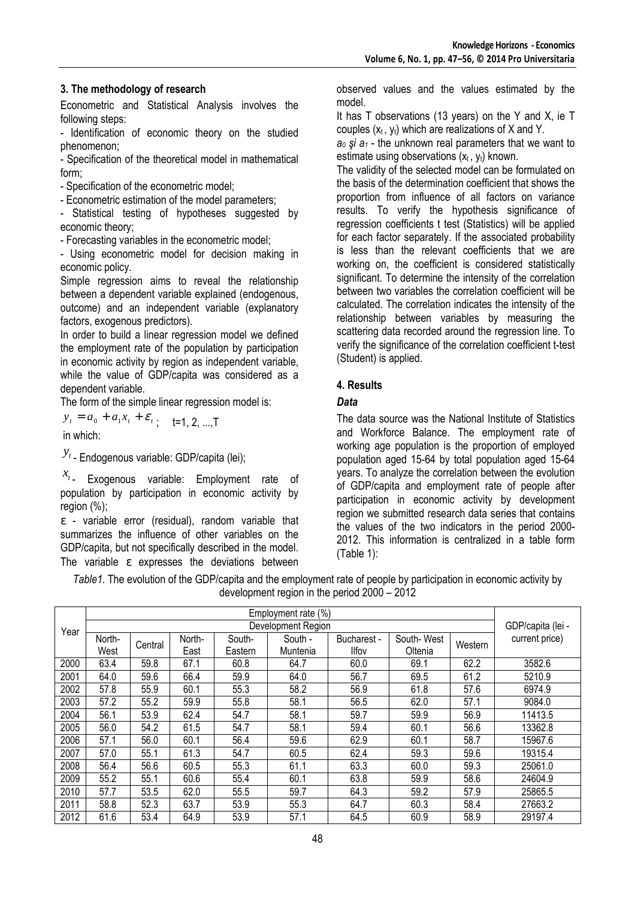### 3. The methodology of research

Econometric and Statistical Analysis involves the following steps:

- Identification of economic theory on the studied phenomenon;
- Specification of the theoretical model in mathematical form;
- Specification of the econometric model;
- Econometric estimation of the model parameters;
- Statistical testing of hypotheses suggested by economic theory;
- Forecasting variables in the econometric model;
- Using econometric model for decision making in economic policy.

Simple regression aims to reveal the relationship between a dependent variable explained (endogenous, outcome) and an independent variable (explanatory factors, exogenous predictors).

In order to build a linear regression model we defined the employment rate of the population by participation in economic activity by region as independent variable, while the value of GDP/capita was considered as a dependent variable.

The form of the simple linear regression model is:

$$y_t = a_0 + a_1 x_t + \varepsilon_t; \quad t=1, 2, ..., T$$

in which:

$y_t$ - Endogenous variable: GDP/capita (lei);

$x_t$ - Exogenous variable: Employment rate of population by participation in economic activity by region (%);

ε - variable error (residual), random variable that summarizes the influence of other variables on the GDP/capita, but not specifically described in the model. The variable ε expresses the deviations between observed values and the values estimated by the model.

It has T observations (13 years) on the Y and X, ie T couples $(x_t, y_t)$ which are realizations of X and Y.

$a_0$ *şi* $a_1$ - the unknown real parameters that we want to estimate using observations $(x_t, y_t)$ known.

The validity of the selected model can be formulated on the basis of the determination coefficient that shows the proportion from influence of all factors on variance results. To verify the hypothesis significance of regression coefficients t test (Statistics) will be applied for each factor separately. If the associated probability is less than the relevant coefficients that we are working on, the coefficient is considered statistically significant. To determine the intensity of the correlation between two variables the correlation coefficient will be calculated. The correlation indicates the intensity of the relationship between variables by measuring the scattering data recorded around the regression line. To verify the significance of the correlation coefficient t-test (Student) is applied.

### 4. Results

#### *Data*

The data source was the National Institute of Statistics and Workforce Balance. The employment rate of working age population is the proportion of employed population aged 15-64 by total population aged 15-64 years. To analyze the correlation between the evolution of GDP/capita and employment rate of people after participation in economic activity by development region we submitted research data series that contains the values of the two indicators in the period 2000-2012. This information is centralized in a table form (Table 1):

*Table1.* The evolution of the GDP/capita and the employment rate of people by participation in economic activity by development region in the period 2000 – 2012

| Year | Employment rate (%) | | | | | | | | GDP/capita (lei - current price) |
|---|---|---|---|---|---|---|---|---|---|
| | Development Region | | | | | | | | |
| | North-West | Central | North-East | South-Eastern | South - Muntenia | Bucharest - Ilfov | South- West Oltenia | Western | |
| 2000 | 63.4 | 59.8 | 67.1 | 60.8 | 64.7 | 60.0 | 69.1 | 62.2 | 3582.6 |
| 2001 | 64.0 | 59.6 | 66.4 | 59.9 | 64.0 | 56.7 | 69.5 | 61.2 | 5210.9 |
| 2002 | 57.8 | 55.9 | 60.1 | 55.3 | 58.2 | 56.9 | 61.8 | 57.6 | 6974.9 |
| 2003 | 57.2 | 55.2 | 59.9 | 55.8 | 58.1 | 56.5 | 62.0 | 57.1 | 9084.0 |
| 2004 | 56.1 | 53.9 | 62.4 | 54.7 | 58.1 | 59.7 | 59.9 | 56.9 | 11413.5 |
| 2005 | 56.0 | 54.2 | 61.5 | 54.7 | 58.1 | 59.4 | 60.1 | 56.6 | 13362.8 |
| 2006 | 57.1 | 56.0 | 60.1 | 56.4 | 59.6 | 62.9 | 60.1 | 58.7 | 15967.6 |
| 2007 | 57.0 | 55.1 | 61.3 | 54.7 | 60.5 | 62.4 | 59.3 | 59.6 | 19315.4 |
| 2008 | 56.4 | 56.6 | 60.5 | 55.3 | 61.1 | 63.3 | 60.0 | 59.3 | 25061.0 |
| 2009 | 55.2 | 55.1 | 60.6 | 55.4 | 60.1 | 63.8 | 59.9 | 58.6 | 24604.9 |
| 2010 | 57.7 | 53.5 | 62.0 | 55.5 | 59.7 | 64.3 | 59.2 | 57.9 | 25865.5 |
| 2011 | 58.8 | 52.3 | 63.7 | 53.9 | 55.3 | 64.7 | 60.3 | 58.4 | 27663.2 |
| 2012 | 61.6 | 53.4 | 64.9 | 53.9 | 57.1 | 64.5 | 60.9 | 58.9 | 29197.4 |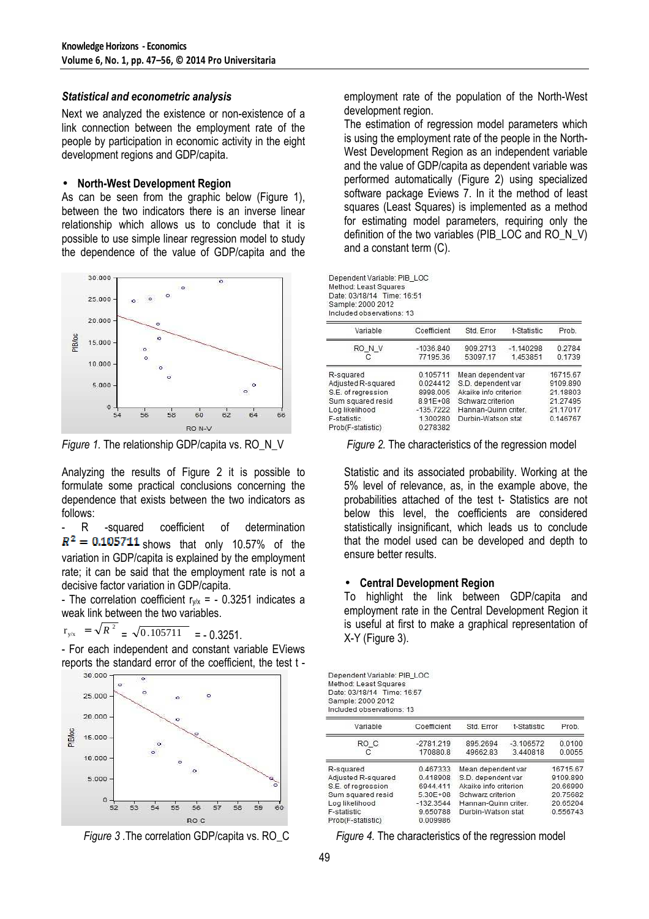### *Statistical and econometric analysis*

Next we analyzed the existence or non-existence of a link connection between the employment rate of the people by participation in economic activity in the eight development regions and GDP/capita.

- **North-West Development Region**

As can be seen from the graphic below (Figure 1), between the two indicators there is an inverse linear relationship which allows us to conclude that it is possible to use simple linear regression model to study the dependence of the value of GDP/capita and the employment rate of the population of the North-West development region.

The estimation of regression model parameters which is using the employment rate of the people in the North-West Development Region as an independent variable and the value of GDP/capita as dependent variable was performed automatically (Figure 2) using specialized software package Eviews 7. In it the method of least squares (Least Squares) is implemented as a method for estimating model parameters, requiring only the definition of the two variables (PIB_LOC and RO_N_V) and a constant term (C).

*Figure 1.* The relationship GDP/capita vs. RO_N_V

Dependent Variable: PIB_LOC
Method: Least Squares
Date: 03/18/14 Time: 16:51
Sample: 2000 2012
Included observations: 13

| Variable | Coefficient | Std. Error | t-Statistic | Prob. |
|---|---|---|---|---|
| RO_N_V | -1036.840 | 909.2713 | -1.140298 | 0.2784 |
| C | 77195.36 | 53097.17 | 1.453851 | 0.1739 |

| | | | |
|---|---|---|---|
| R-squared | 0.105711 | Mean dependent var | 16715.67 |
| Adjusted R-squared | 0.024412 | S.D. dependent var | 9109.890 |
| S.E. of regression | 8998.005 | Akaike info criterion | 21.18803 |
| Sum squared resid | 8.91E+08 | Schwarz criterion | 21.27495 |
| Log likelihood | -135.7222 | Hannan-Quinn criter. | 21.17017 |
| F-statistic | 1.300280 | Durbin-Watson stat | 0.146767 |
| Prob(F-statistic) | 0.278382 | | |

*Figure 2.* The characteristics of the regression model

Analyzing the results of Figure 2 it is possible to formulate some practical conclusions concerning the dependence that exists between the two indicators as follows:

- R -squared coefficient of determination $R^2 = 0.105711$ shows that only 10.57% of the variation in GDP/capita is explained by the employment rate; it can be said that the employment rate is not a decisive factor variation in GDP/capita.
- The correlation coefficient $r_{y/x}$ = - 0.3251 indicates a weak link between the two variables.

$r_{y/x} = \sqrt{R^2} = \sqrt{0.105711}$ = - 0.3251.

- For each independent and constant variable EViews reports the standard error of the coefficient, the test t - Statistic and its associated probability. Working at the 5% level of relevance, as, in the example above, the probabilities attached of the test t- Statistics are not below this level, the coefficients are considered statistically insignificant, which leads us to conclude that the model used can be developed and depth to ensure better results.

- **Central Development Region**

To highlight the link between GDP/capita and employment rate in the Central Development Region it is useful at first to make a graphical representation of X-Y (Figure 3).

*Figure 3* .The correlation GDP/capita vs. RO_C

Dependent Variable: PIB_LOC
Method: Least Squares
Date: 03/18/14 Time: 16:57
Sample: 2000 2012
Included observations: 13

| Variable | Coefficient | Std. Error | t-Statistic | Prob. |
|---|---|---|---|---|
| RO_C | -2781.219 | 895.2694 | -3.106572 | 0.0100 |
| C | 170880.8 | 49662.83 | 3.440818 | 0.0055 |

| | | | |
|---|---|---|---|
| R-squared | 0.467333 | Mean dependent var | 16715.67 |
| Adjusted R-squared | 0.418908 | S.D. dependent var | 9109.890 |
| S.E. of regression | 6944.411 | Akaike info criterion | 20.66990 |
| Sum squared resid | 5.30E+08 | Schwarz criterion | 20.75682 |
| Log likelihood | -132.3544 | Hannan-Quinn criter. | 20.65204 |
| F-statistic | 9.650788 | Durbin-Watson stat | 0.556743 |
| Prob(F-statistic) | 0.009986 | | |

*Figure 4.* The characteristics of the regression model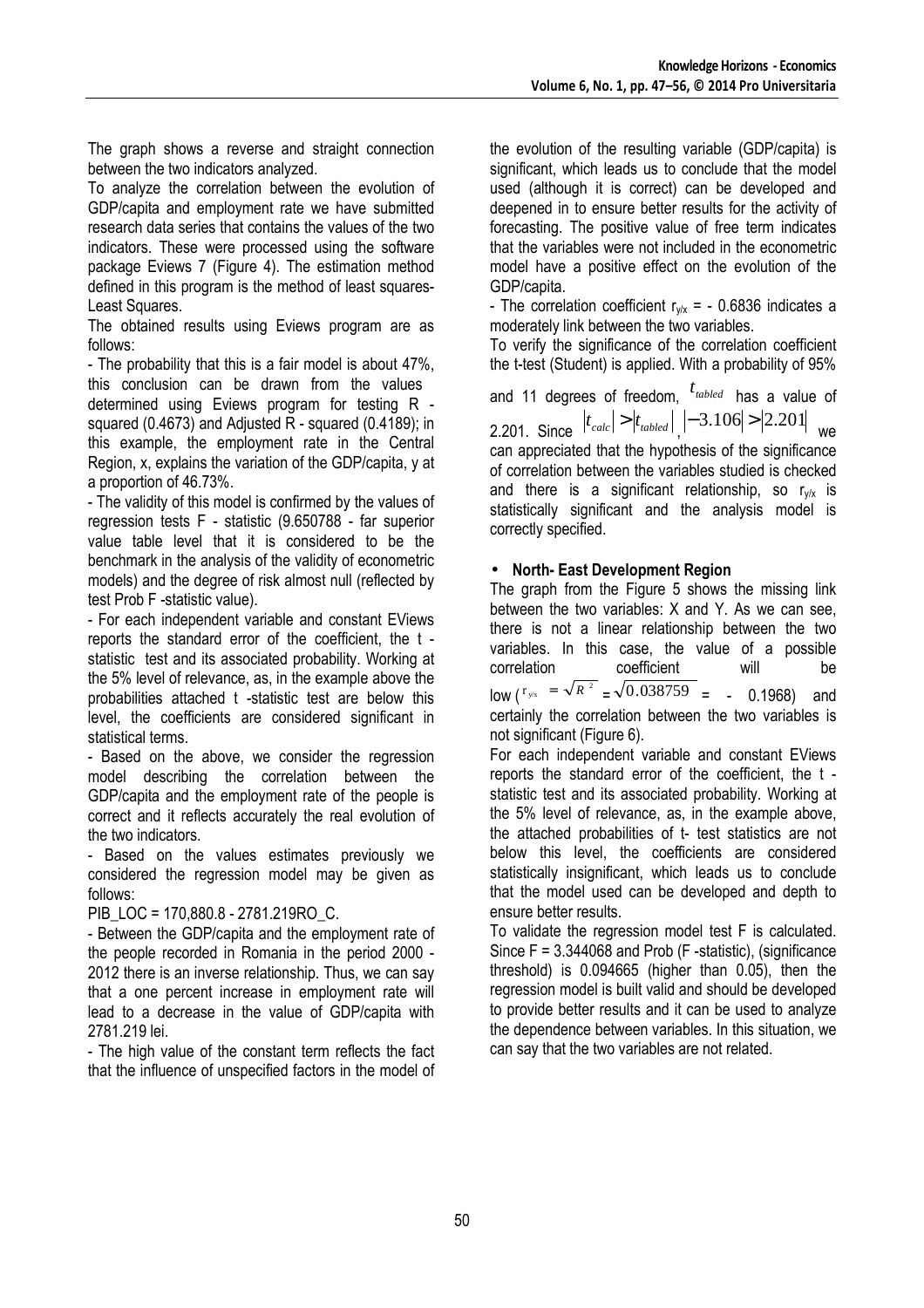The graph shows a reverse and straight connection between the two indicators analyzed.

To analyze the correlation between the evolution of GDP/capita and employment rate we have submitted research data series that contains the values of the two indicators. These were processed using the software package Eviews 7 (Figure 4). The estimation method defined in this program is the method of least squares-Least Squares.

The obtained results using Eviews program are as follows:

- The probability that this is a fair model is about 47%, this conclusion can be drawn from the values determined using Eviews program for testing R - squared (0.4673) and Adjusted R - squared (0.4189); in this example, the employment rate in the Central Region, x, explains the variation of the GDP/capita, y at a proportion of 46.73%.
- The validity of this model is confirmed by the values of regression tests F - statistic (9.650788 - far superior value table level that it is considered to be the benchmark in the analysis of the validity of econometric models) and the degree of risk almost null (reflected by test Prob F -statistic value).
- For each independent variable and constant EViews reports the standard error of the coefficient, the t - statistic test and its associated probability. Working at the 5% level of relevance, as, in the example above the probabilities attached t -statistic test are below this level, the coefficients are considered significant in statistical terms.
- Based on the above, we consider the regression model describing the correlation between the GDP/capita and the employment rate of the people is correct and it reflects accurately the real evolution of the two indicators.
- Based on the values estimates previously we considered the regression model may be given as follows:

PIB_LOC = 170,880.8 - 2781.219RO_C.

- Between the GDP/capita and the employment rate of the people recorded in Romania in the period 2000 - 2012 there is an inverse relationship. Thus, we can say that a one percent increase in employment rate will lead to a decrease in the value of GDP/capita with 2781.219 lei.
- The high value of the constant term reflects the fact that the influence of unspecified factors in the model of the evolution of the resulting variable (GDP/capita) is significant, which leads us to conclude that the model used (although it is correct) can be developed and deepened in to ensure better results for the activity of forecasting. The positive value of free term indicates that the variables were not included in the econometric model have a positive effect on the evolution of the GDP/capita.
- The correlation coefficient $r_{y/x}$ = - 0.6836 indicates a moderately link between the two variables.

To verify the significance of the correlation coefficient the t-test (Student) is applied. With a probability of 95% and 11 degrees of freedom, $t_{tabled}$ has a value of 2.201. Since $|t_{calc}| > |t_{tabled}|$, $|-3.106| > |2.201|$ we can appreciated that the hypothesis of the significance of correlation between the variables studied is checked and there is a significant relationship, so $r_{y/x}$ is statistically significant and the analysis model is correctly specified.

- **North- East Development Region**

The graph from the Figure 5 shows the missing link between the two variables: X and Y. As we can see, there is not a linear relationship between the two variables. In this case, the value of a possible correlation coefficient will be low ($r_{y/x} = \sqrt{R^2} = \sqrt{0.038759}$ = - 0.1968) and certainly the correlation between the two variables is not significant (Figure 6).

For each independent variable and constant EViews reports the standard error of the coefficient, the t - statistic test and its associated probability. Working at the 5% level of relevance, as, in the example above, the attached probabilities of t- test statistics are not below this level, the coefficients are considered statistically insignificant, which leads us to conclude that the model used can be developed and depth to ensure better results.

To validate the regression model test F is calculated. Since F = 3.344068 and Prob (F -statistic), (significance threshold) is 0.094665 (higher than 0.05), then the regression model is built valid and should be developed to provide better results and it can be used to analyze the dependence between variables. In this situation, we can say that the two variables are not related.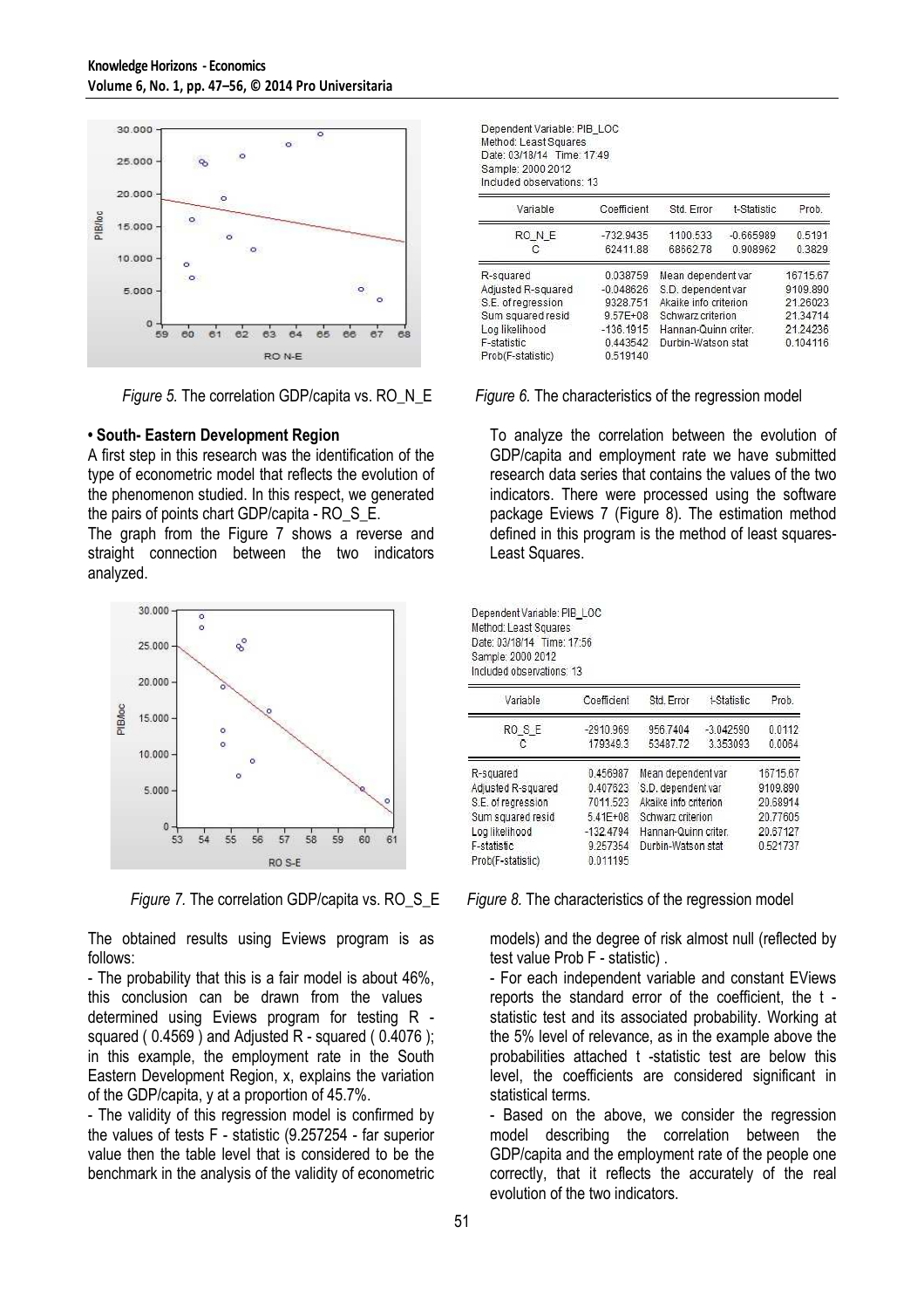Figure 5. The correlation GDP/capita vs. RO_N_E

Dependent Variable: PIB_LOC
Method: Least Squares
Date: 03/18/14 Time: 17:49
Sample: 2000 2012
Included observations: 13

| Variable | Coefficient | Std. Error | t-Statistic | Prob. |
|---|---|---|---|---|
| RO_N_E | -732.9435 | 1100.533 | -0.665989 | 0.5191 |
| C | 62411.88 | 68662.78 | 0.908962 | 0.3829 |

| | | | |
|---|---|---|---|
| R-squared | 0.038759 | Mean dependent var | 16715.67 |
| Adjusted R-squared | -0.048626 | S.D. dependent var | 9109.890 |
| S.E. of regression | 9328.751 | Akaike info criterion | 21.26023 |
| Sum squared resid | 9.57E+08 | Schwarz criterion | 21.34714 |
| Log likelihood | -136.1915 | Hannan-Quinn criter. | 21.24236 |
| F-statistic | 0.443542 | Durbin-Watson stat | 0.104116 |
| Prob(F-statistic) | 0.519140 | | |

Figure 6. The characteristics of the regression model

**• South- Eastern Development Region**

A first step in this research was the identification of the type of econometric model that reflects the evolution of the phenomenon studied. In this respect, we generated the pairs of points chart GDP/capita - RO_S_E.

The graph from the Figure 7 shows a reverse and straight connection between the two indicators analyzed.

Figure 7. The correlation GDP/capita vs. RO_S_E

To analyze the correlation between the evolution of GDP/capita and employment rate we have submitted research data series that contains the values of the two indicators. There were processed using the software package Eviews 7 (Figure 8). The estimation method defined in this program is the method of least squares- Least Squares.

Dependent Variable: PIB_LOC
Method: Least Squares
Date: 03/18/14 Time: 17:56
Sample: 2000 2012
Included observations: 13

| Variable | Coefficient | Std. Error | t-Statistic | Prob. |
|---|---|---|---|---|
| RO_S_E | -2910.969 | 956.7404 | -3.042590 | 0.0112 |
| C | 179349.3 | 53487.72 | 3.353093 | 0.0064 |

| | | | |
|---|---|---|---|
| R-squared | 0.456987 | Mean dependent var | 16715.67 |
| Adjusted R-squared | 0.407623 | S.D. dependent var | 9109.890 |
| S.E. of regression | 7011.523 | Akaike info criterion | 20.68914 |
| Sum squared resid | 5.41E+08 | Schwarz criterion | 20.77605 |
| Log likelihood | -132.4794 | Hannan-Quinn criter. | 20.67127 |
| F-statistic | 9.257354 | Durbin-Watson stat | 0.521737 |
| Prob(F-statistic) | 0.011195 | | |

Figure 8. The characteristics of the regression model

The obtained results using Eviews program is as follows:

- The probability that this is a fair model is about 46%, this conclusion can be drawn from the values determined using Eviews program for testing R - squared ( 0.4569 ) and Adjusted R - squared ( 0.4076 ); in this example, the employment rate in the South Eastern Development Region, x, explains the variation of the GDP/capita, y at a proportion of 45.7%.
- The validity of this regression model is confirmed by the values of tests F - statistic (9.257254 - far superior value then the table level that is considered to be the benchmark in the analysis of the validity of econometric models) and the degree of risk almost null (reflected by test value Prob F - statistic) .
- For each independent variable and constant EViews reports the standard error of the coefficient, the t - statistic test and its associated probability. Working at the 5% level of relevance, as in the example above the probabilities attached t -statistic test are below this level, the coefficients are considered significant in statistical terms.
- Based on the above, we consider the regression model describing the correlation between the GDP/capita and the employment rate of the people one correctly, that it reflects the accurately of the real evolution of the two indicators.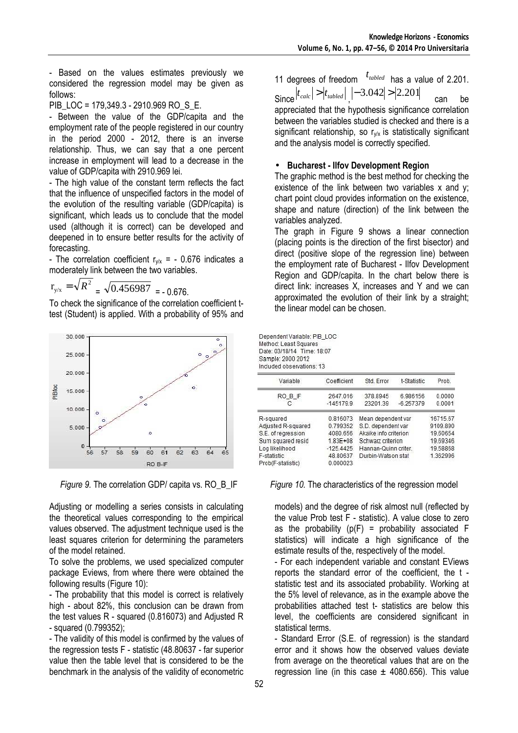- Based on the values estimates previously we considered the regression model may be given as follows:

PIB_LOC = 179,349.3 - 2910.969 RO_S_E.

- Between the value of the GDP/capita and the employment rate of the people registered in our country in the period 2000 - 2012, there is an inverse relationship. Thus, we can say that a one percent increase in employment will lead to a decrease in the value of GDP/capita with 2910.969 lei.

- The high value of the constant term reflects the fact that the influence of unspecified factors in the model of the evolution of the resulting variable (GDP/capita) is significant, which leads us to conclude that the model used (although it is correct) can be developed and deepened in to ensure better results for the activity of forecasting.

- The correlation coefficient $r_{y/x}$ = - 0.676 indicates a moderately link between the two variables.

$r_{y/x} = \sqrt{R^2} = \sqrt{0.456987} = -0.676$.

To check the significance of the correlation coefficient t-test (Student) is applied. With a probability of 95% and 11 degrees of freedom $t_{tabled}$ has a value of 2.201. Since $|t_{calc}| > |t_{tabled}|$, $|-3.042| > |2.201|$ can be appreciated that the hypothesis significance correlation between the variables studied is checked and there is a significant relationship, so $r_{y/x}$ is statistically significant and the analysis model is correctly specified.

- **Bucharest - Ilfov Development Region**

The graphic method is the best method for checking the existence of the link between two variables x and y; chart point cloud provides information on the existence, shape and nature (direction) of the link between the variables analyzed.

The graph in Figure 9 shows a linear connection (placing points is the direction of the first bisector) and direct (positive slope of the regression line) between the employment rate of Bucharest - Ilfov Development Region and GDP/capita. In the chart below there is direct link: increases X, increases and Y and we can approximated the evolution of their link by a straight; the linear model can be chosen.

*Figure 9.* The correlation GDP/ capita vs. RO_B_IF

Dependent Variable: PIB_LOC
Method: Least Squares
Date: 03/18/14 Time: 18:07
Sample: 2000 2012
Included observations: 13

| Variable | Coefficient | Std. Error | t-Statistic | Prob. |
|---|---|---|---|---|
| RO_B_IF | 2647.016 | 378.8945 | 6.986156 | 0.0000 |
| C | -145179.9 | 23201.39 | -6.257379 | 0.0001 |

| | | | |
|---|---|---|---|
| R-squared | 0.816073 | Mean dependent var | 16715.67 |
| Adjusted R-squared | 0.799352 | S.D. dependent var | 9109.890 |
| S.E. of regression | 4080.656 | Akaike info criterion | 19.60654 |
| Sum squared resid | 1.83E+08 | Schwarz criterion | 19.69346 |
| Log likelihood | -125.4425 | Hannan-Quinn criter. | 19.58858 |
| F-statistic | 48.80637 | Durbin-Watson stat | 1.362996 |
| Prob(F-statistic) | 0.000023 | | |

*Figure 10.* The characteristics of the regression model

Adjusting or modelling a series consists in calculating the theoretical values corresponding to the empirical values observed. The adjustment technique used is the least squares criterion for determining the parameters of the model retained.

To solve the problems, we used specialized computer package Eviews, from where there were obtained the following results (Figure 10):

- The probability that this model is correct is relatively high - about 82%, this conclusion can be drawn from the test values R - squared (0.816073) and Adjusted R - squared (0.799352);

- The validity of this model is confirmed by the values of the regression tests F - statistic (48.80637 - far superior value then the table level that is considered to be the benchmark in the analysis of the validity of econometric models) and the degree of risk almost null (reflected by the value Prob test F - statistic). A value close to zero as the probability (p(F) = probability associated F statistics) will indicate a high significance of the estimate results of the, respectively of the model.

- For each independent variable and constant EViews reports the standard error of the coefficient, the t - statistic test and its associated probability. Working at the 5% level of relevance, as in the example above the probabilities attached test t- statistics are below this level, the coefficients are considered significant in statistical terms.

- Standard Error (S.E. of regression) is the standard error and it shows how the observed values deviate from average on the theoretical values that are on the regression line (in this case ± 4080.656). This value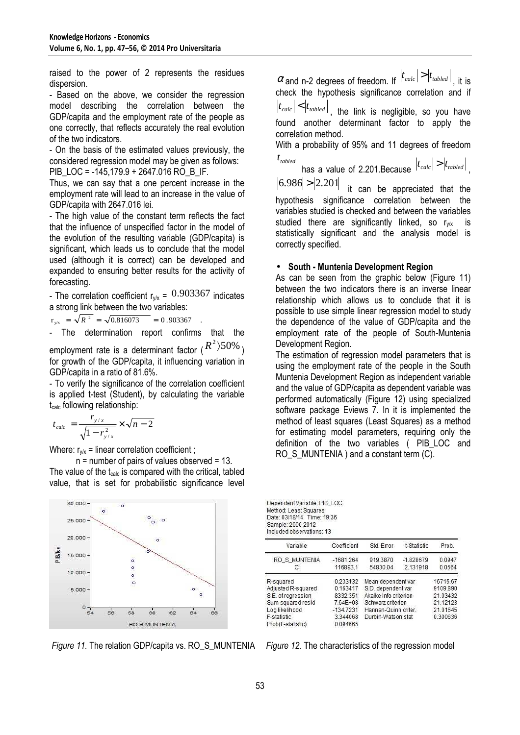raised to the power of 2 represents the residues dispersion.

- Based on the above, we consider the regression model describing the correlation between the GDP/capita and the employment rate of the people as one correctly, that reflects accurately the real evolution of the two indicators.
- On the basis of the estimated values previously, the considered regression model may be given as follows: PIB_LOC = -145,179.9 + 2647.016 RO_B_IF.

Thus, we can say that a one percent increase in the employment rate will lead to an increase in the value of GDP/capita with 2647.016 lei.

- The high value of the constant term reflects the fact that the influence of unspecified factor in the model of the evolution of the resulting variable (GDP/capita) is significant, which leads us to conclude that the model used (although it is correct) can be developed and expanded to ensuring better results for the activity of forecasting.
- The correlation coefficient $r_{y/x}$ = 0.903367 indicates a strong link between the two variables:

$r_{y/x} = \sqrt{R^2} = \sqrt{0.816073} = 0.903367$ .

- The determination report confirms that the employment rate is a determinant factor ($R^2 > 50\%$) for growth of the GDP/capita, it influencing variation in GDP/capita in a ratio of 81.6%.
- To verify the significance of the correlation coefficient is applied t-test (Student), by calculating the variable $t_{calc}$ following relationship:

$$t_{calc} = \frac{r_{y/x}}{\sqrt{1 - r_{y/x}^2}} \times \sqrt{n-2}$$

Where: $r_{y/x}$ = linear correlation coefficient ;

n = number of pairs of values observed = 13.

The value of the $t_{calc}$ is compared with the critical, tabled value, that is set for probabilistic significance level $\alpha$ and n-2 degrees of freedom. If $|t_{calc}| > |t_{tabled}|$, it is check the hypothesis significance correlation and if $|t_{calc}| < |t_{tabled}|$, the link is negligible, so you have found another determinant factor to apply the correlation method.

With a probability of 95% and 11 degrees of freedom $t_{tabled}$ has a value of 2.201.Because $|t_{calc}| > |t_{tabled}|$, $|6.986| > |2.201|$ it can be appreciated that the hypothesis significance correlation between the variables studied is checked and between the variables studied there are significantly linked, so $r_{y/x}$ is statistically significant and the analysis model is correctly specified.

- **South - Muntenia Development Region**

As can be seen from the graphic below (Figure 11) between the two indicators there is an inverse linear relationship which allows us to conclude that it is possible to use simple linear regression model to study the dependence of the value of GDP/capita and the employment rate of the people of South-Muntenia Development Region.

The estimation of regression model parameters that is using the employment rate of the people in the South Muntenia Development Region as independent variable and the value of GDP/capita as dependent variable was performed automatically (Figure 12) using specialized software package Eviews 7. In it is implemented the method of least squares (Least Squares) as a method for estimating model parameters, requiring only the definition of the two variables ( PIB_LOC and RO_S_MUNTENIA ) and a constant term (C).

*Figure 11.* The relation GDP/capita vs. RO_S_MUNTENIA

Dependent Variable: PIB_LOC
Method: Least Squares
Date: 03/18/14 Time: 19:36
Sample: 2000 2012
Included observations: 13

| Variable | Coefficient | Std. Error | t-Statistic | Prob. |
|---|---|---|---|---|
| RO_S_MUNTENIA | -1681.264 | 919.3870 | -1.828679 | 0.0947 |
| C | 116893.1 | 54830.04 | 2.131918 | 0.0564 |

| | | | |
|---|---|---|---|
| R-squared | 0.233132 | Mean dependent var | 16715.67 |
| Adjusted R-squared | 0.163417 | S.D. dependent var | 9109.890 |
| S.E. of regression | 8332.351 | Akaike info criterion | 21.03432 |
| Sum squared resid | 7.64E+08 | Schwarz criterion | 21.12123 |
| Log likelihood | -134.7231 | Hannan-Quinn criter. | 21.01645 |
| F-statistic | 3.344068 | Durbin-Watson stat | 0.300636 |
| Prob(F-statistic) | 0.094665 | | |

*Figure 12.* The characteristics of the regression model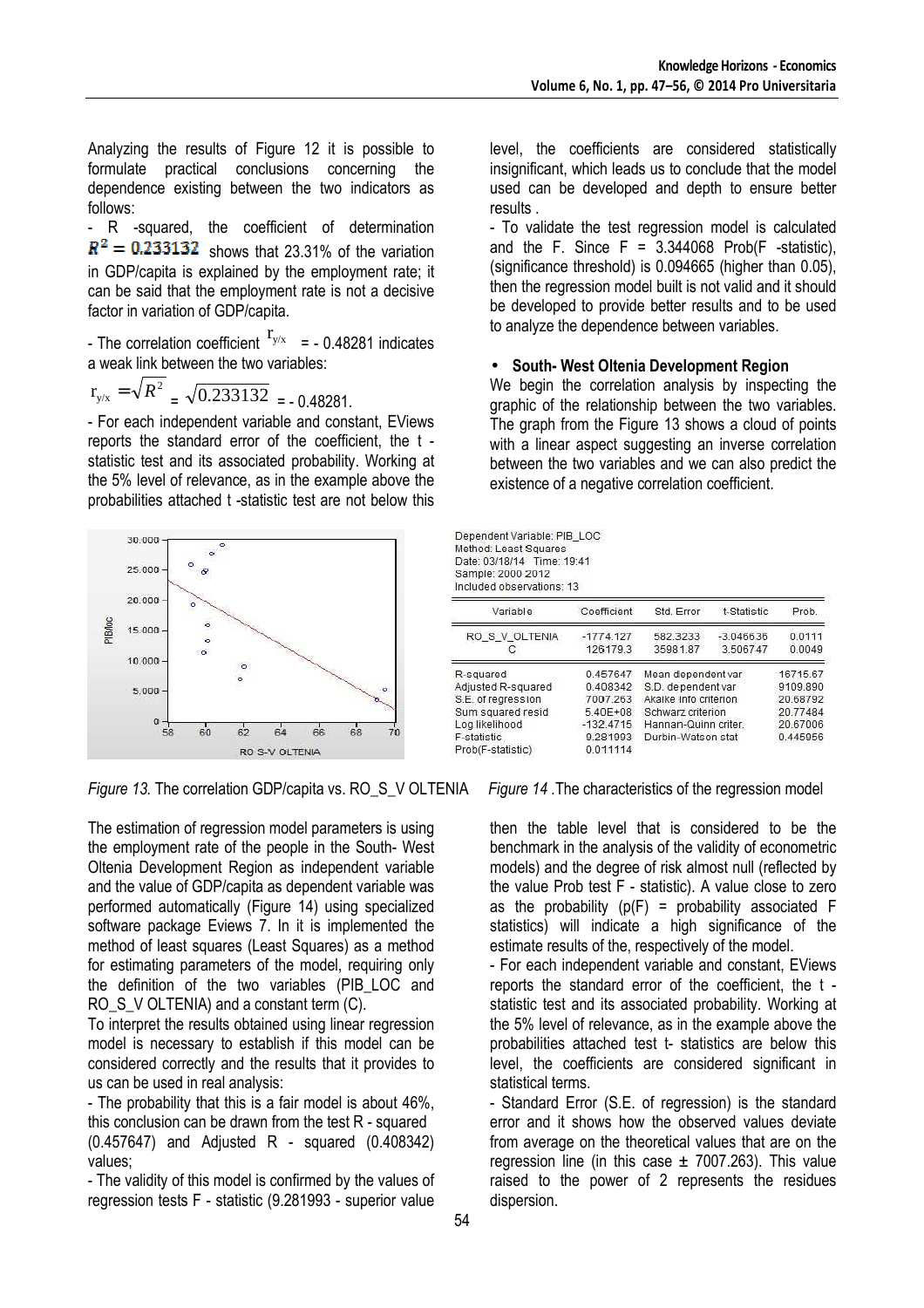Analyzing the results of Figure 12 it is possible to formulate practical conclusions concerning the dependence existing between the two indicators as follows:

- R -squared, the coefficient of determination $R^2 = 0.233132$ shows that 23.31% of the variation in GDP/capita is explained by the employment rate; it can be said that the employment rate is not a decisive factor in variation of GDP/capita.

- The correlation coefficient $r_{y/x}$ = - 0.48281 indicates a weak link between the two variables:

$r_{y/x} = \sqrt{R^2} = \sqrt{0.233132} = -0.48281$.

- For each independent variable and constant, EViews reports the standard error of the coefficient, the t - statistic test and its associated probability. Working at the 5% level of relevance, as in the example above the probabilities attached t -statistic test are not below this level, the coefficients are considered statistically insignificant, which leads us to conclude that the model used can be developed and depth to ensure better results .

- To validate the test regression model is calculated and the F. Since F = 3.344068 Prob(F -statistic), (significance threshold) is 0.094665 (higher than 0.05), then the regression model built is not valid and it should be developed to provide better results and to be used to analyze the dependence between variables.

- **South- West Oltenia Development Region**

We begin the correlation analysis by inspecting the graphic of the relationship between the two variables. The graph from the Figure 13 shows a cloud of points with a linear aspect suggesting an inverse correlation between the two variables and we can also predict the existence of a negative correlation coefficient.

*Figure 13.* The correlation GDP/capita vs. RO_S_V OLTENIA

Dependent Variable: PIB_LOC
Method: Least Squares
Date: 03/18/14 Time: 19:41
Sample: 2000 2012
Included observations: 13

| Variable | Coefficient | Std. Error | t-Statistic | Prob. |
|---|---|---|---|---|
| RO_S_V_OLTENIA | -1774.127 | 582.3233 | -3.046636 | 0.0111 |
| C | 126179.3 | 35981.87 | 3.506747 | 0.0049 |

| | | | |
|---|---|---|---|
| R-squared | 0.457647 | Mean dependent var | 16715.67 |
| Adjusted R-squared | 0.408342 | S.D. dependent var | 9109.890 |
| S.E. of regression | 7007.263 | Akaike info criterion | 20.68792 |
| Sum squared resid | 5.40E+08 | Schwarz criterion | 20.77484 |
| Log likelihood | -132.4715 | Hannan-Quinn criter. | 20.67006 |
| F-statistic | 9.281993 | Durbin-Watson stat | 0.445956 |
| Prob(F-statistic) | 0.011114 | | |

*Figure 14 .*The characteristics of the regression model

The estimation of regression model parameters is using the employment rate of the people in the South- West Oltenia Development Region as independent variable and the value of GDP/capita as dependent variable was performed automatically (Figure 14) using specialized software package Eviews 7. In it is implemented the method of least squares (Least Squares) as a method for estimating parameters of the model, requiring only the definition of the two variables (PIB_LOC and RO_S_V OLTENIA) and a constant term (C).

To interpret the results obtained using linear regression model is necessary to establish if this model can be considered correctly and the results that it provides to us can be used in real analysis:

- The probability that this is a fair model is about 46%, this conclusion can be drawn from the test R - squared (0.457647) and Adjusted R - squared (0.408342) values;

- The validity of this model is confirmed by the values of regression tests F - statistic (9.281993 - superior value then the table level that is considered to be the benchmark in the analysis of the validity of econometric models) and the degree of risk almost null (reflected by the value Prob test F - statistic). A value close to zero as the probability (p(F) = probability associated F statistics) will indicate a high significance of the estimate results of the, respectively of the model.

- For each independent variable and constant, EViews reports the standard error of the coefficient, the t - statistic test and its associated probability. Working at the 5% level of relevance, as in the example above the probabilities attached test t- statistics are below this level, the coefficients are considered significant in statistical terms.

- Standard Error (S.E. of regression) is the standard error and it shows how the observed values deviate from average on the theoretical values that are on the regression line (in this case ± 7007.263). This value raised to the power of 2 represents the residues dispersion.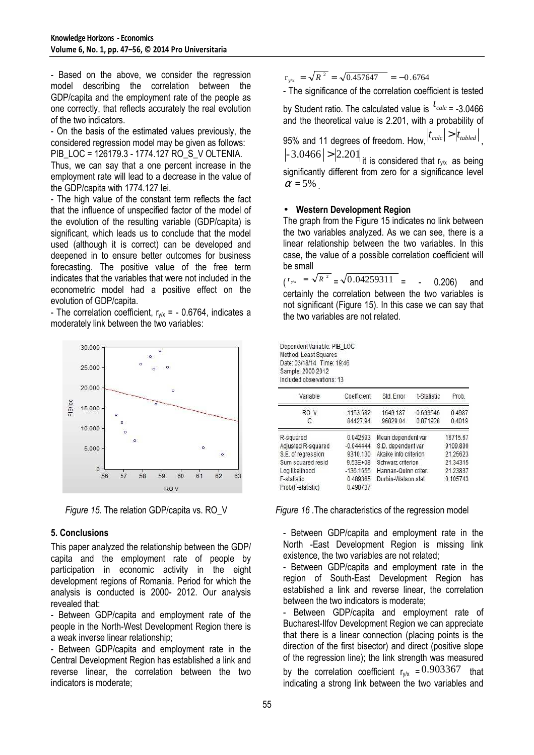- Based on the above, we consider the regression model describing the correlation between the GDP/capita and the employment rate of the people as one correctly, that reflects accurately the real evolution of the two indicators.

- On the basis of the estimated values previously, the considered regression model may be given as follows: PIB_LOC = 126179.3 - 1774.127 RO_S_V OLTENIA.

Thus, we can say that a one percent increase in the employment rate will lead to a decrease in the value of the GDP/capita with 1774.127 lei.

- The high value of the constant term reflects the fact that the influence of unspecified factor of the model of the evolution of the resulting variable (GDP/capita) is significant, which leads us to conclude that the model used (although it is correct) can be developed and deepened in to ensure better outcomes for business forecasting. The positive value of the free term indicates that the variables that were not included in the econometric model had a positive effect on the evolution of GDP/capita.

- The correlation coefficient, $r_{y/x}$ = - 0.6764, indicates a moderately link between the two variables:

$$r_{y/x} = \sqrt{R^2} = \sqrt{0.457647} = -0.6764$$

- The significance of the correlation coefficient is tested by Student ratio. The calculated value is $t_{calc}$ = -3.0466 and the theoretical value is 2.201, with a probability of 95% and 11 degrees of freedom. How, $|t_{calc}| > |t_{tabled}|$, $|-3.0466| > |2.201|$ it is considered that $r_{y/x}$ as being significantly different from zero for a significance level $\alpha = 5\%$.

- **Western Development Region**

The graph from the Figure 15 indicates no link between the two variables analyzed. As we can see, there is a linear relationship between the two variables. In this case, the value of a possible correlation coefficient will be small

($r_{y/x} = \sqrt{R^2} = \sqrt{0.04259311}$ = - 0.206) and certainly the correlation between the two variables is not significant (Figure 15). In this case we can say that the two variables are not related.

*Figure 15.* The relation GDP/capita vs. RO_V

Dependent Variable: PIB_LOC
Method: Least Squares
Date: 03/18/14 Time: 19:46
Sample: 2000 2012
Included observations: 13

| Variable | Coefficient | Std. Error | t-Statistic | Prob. |
|---|---|---|---|---|
| RO_V | -1153.682 | 1649.187 | -0.699546 | 0.4987 |
| C | 84427.94 | 96829.04 | 0.871928 | 0.4019 |

| | | | |
|---|---|---|---|
| R-squared | 0.042593 | Mean dependent var | 16715.67 |
| Adjusted R-squared | -0.044444 | S.D. dependent var | 9109.890 |
| S.E. of regression | 9310.130 | Akaike info criterion | 21.25623 |
| Sum squared resid | 9.53E+08 | Schwarz criterion | 21.34315 |
| Log likelihood | -136.1655 | Hannan-Quinn criter. | 21.23837 |
| F-statistic | 0.489365 | Durbin-Watson stat | 0.105743 |
| Prob(F-statistic) | 0.498737 | | |

*Figure 16* .The characteristics of the regression model

## 5. Conclusions

This paper analyzed the relationship between the GDP/ capita and the employment rate of people by participation in economic activity in the eight development regions of Romania. Period for which the analysis is conducted is 2000- 2012. Our analysis revealed that:

- Between GDP/capita and employment rate of the people in the North-West Development Region there is a weak inverse linear relationship;

- Between GDP/capita and employment rate in the Central Development Region has established a link and reverse linear, the correlation between the two indicators is moderate;

- Between GDP/capita and employment rate in the North -East Development Region is missing link existence, the two variables are not related;

- Between GDP/capita and employment rate in the region of South-East Development Region has established a link and reverse linear, the correlation between the two indicators is moderate;

- Between GDP/capita and employment rate of Bucharest-Ilfov Development Region we can appreciate that there is a linear connection (placing points is the direction of the first bisector) and direct (positive slope of the regression line); the link strength was measured by the correlation coefficient $r_{y/x}$ = 0.903367 that indicating a strong link between the two variables and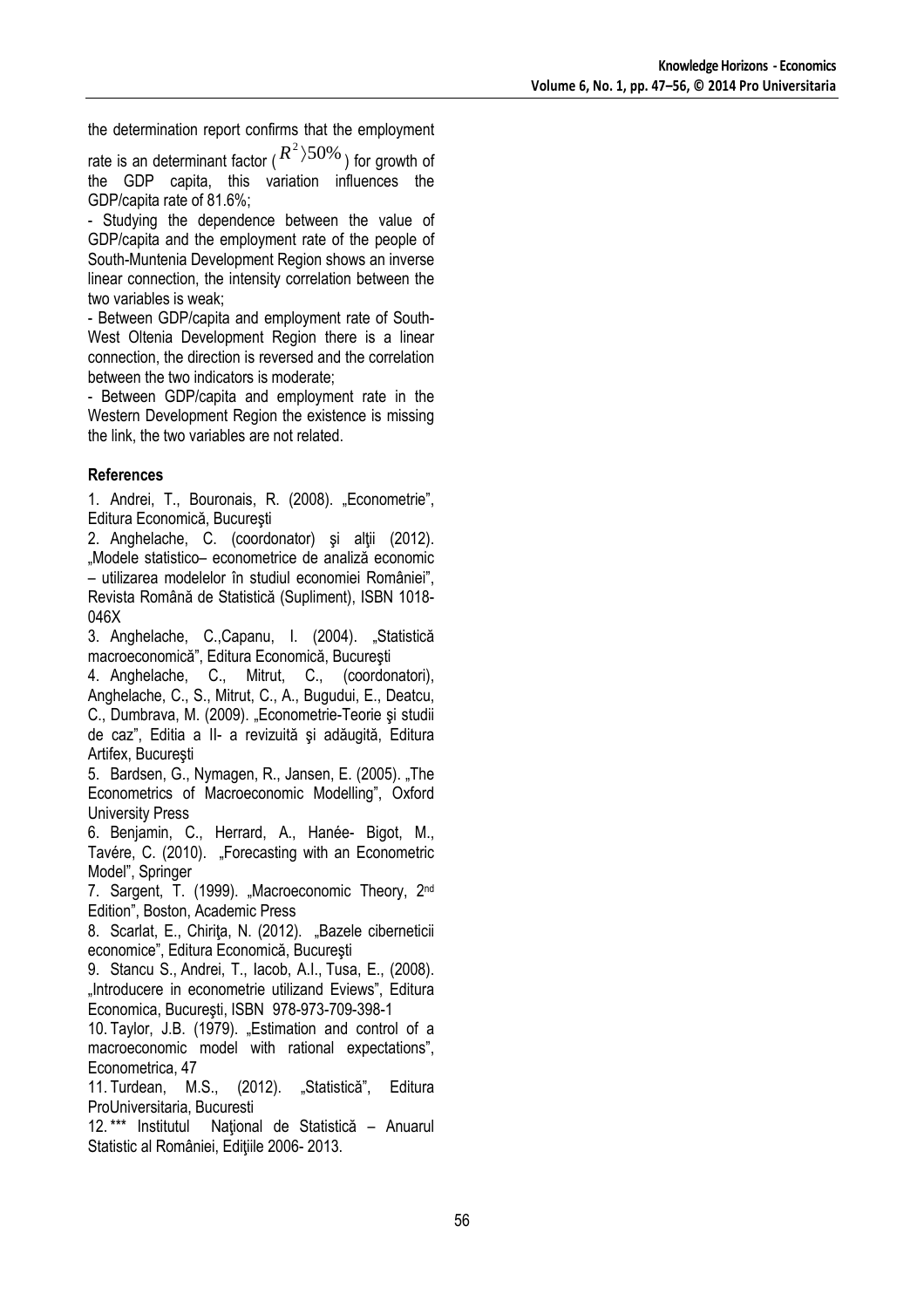the determination report confirms that the employment rate is an determinant factor ($R^2 \rangle 50\%$) for growth of the GDP capita, this variation influences the GDP/capita rate of 81.6%;

- Studying the dependence between the value of GDP/capita and the employment rate of the people of South-Muntenia Development Region shows an inverse linear connection, the intensity correlation between the two variables is weak;
- Between GDP/capita and employment rate of South-West Oltenia Development Region there is a linear connection, the direction is reversed and the correlation between the two indicators is moderate;
- Between GDP/capita and employment rate in the Western Development Region the existence is missing the link, the two variables are not related.

## References

1. Andrei, T., Bouronais, R. (2008). „Econometrie", Editura Economică, Bucureşti
2. Anghelache, C. (coordonator) şi alţii (2012). „Modele statistico– econometrice de analiză economic – utilizarea modelelor în studiul economiei României", Revista Română de Statistică (Supliment), ISBN 1018-046X
3. Anghelache, C.,Capanu, I. (2004). „Statistică macroeconomică", Editura Economică, Bucureşti
4. Anghelache, C., Mitrut, C., (coordonatori), Anghelache, C., S., Mitrut, C., A., Bugudui, E., Deatcu, C., Dumbrava, M. (2009). „Econometrie-Teorie şi studii de caz", Editia a II- a revizuită şi adăugită, Editura Artifex, Bucureşti
5. Bardsen, G., Nymagen, R., Jansen, E. (2005). „The Econometrics of Macroeconomic Modelling", Oxford University Press
6. Benjamin, C., Herrard, A., Hanée- Bigot, M., Tavére, C. (2010). „Forecasting with an Econometric Model", Springer
7. Sargent, T. (1999). „Macroeconomic Theory, 2nd Edition", Boston, Academic Press
8. Scarlat, E., Chiriţa, N. (2012). „Bazele ciberneticii economice", Editura Economică, Bucureşti
9. Stancu S., Andrei, T., Iacob, A.I., Tusa, E., (2008). „Introducere in econometrie utilizand Eviews", Editura Economica, Bucureşti, ISBN 978-973-709-398-1
10. Taylor, J.B. (1979). „Estimation and control of a macroeconomic model with rational expectations", Econometrica, 47
11. Turdean, M.S., (2012). „Statistică", Editura ProUniversitaria, Bucuresti
12. *** Institutul Naţional de Statistică – Anuarul Statistic al României, Ediţiile 2006- 2013.